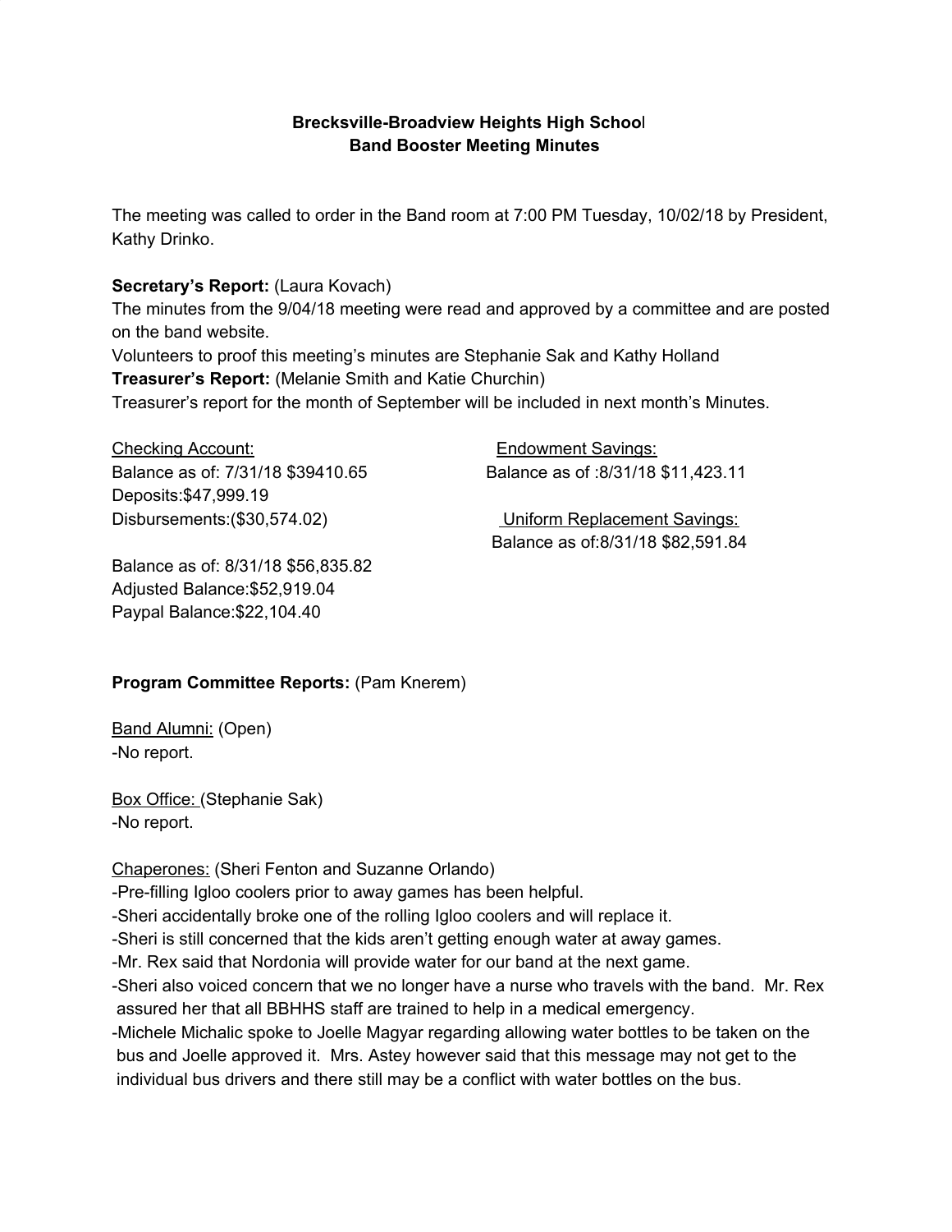**Brecksville-Broadview Heights High School**
**Band Booster Meeting Minutes**

The meeting was called to order in the Band room at 7:00 PM Tuesday, 10/02/18 by President, Kathy Drinko.

**Secretary's Report:** (Laura Kovach)
The minutes from the 9/04/18 meeting were read and approved by a committee and are posted on the band website.
Volunteers to proof this meeting's minutes are Stephanie Sak and Kathy Holland
**Treasurer's Report:** (Melanie Smith and Katie Churchin)
Treasurer's report for the month of September will be included in next month's Minutes.

<u>Checking Account:</u>
Balance as of: 7/31/18 $39410.65
Deposits:$47,999.19
Disbursements:($30,574.02)

Balance as of: 8/31/18 $56,835.82
Adjusted Balance:$52,919.04
Paypal Balance:$22,104.40

<u>Endowment Savings:</u>
Balance as of :8/31/18 $11,423.11

<u>Uniform Replacement Savings:</u>
Balance as of:8/31/18 $82,591.84

**Program Committee Reports:** (Pam Knerem)

<u>Band Alumni:</u> (Open)
-No report.

<u>Box Office:</u> (Stephanie Sak)
-No report.

<u>Chaperones:</u> (Sheri Fenton and Suzanne Orlando)
-Pre-filling Igloo coolers prior to away games has been helpful.
-Sheri accidentally broke one of the rolling Igloo coolers and will replace it.
-Sheri is still concerned that the kids aren't getting enough water at away games.
-Mr. Rex said that Nordonia will provide water for our band at the next game.
-Sheri also voiced concern that we no longer have a nurse who travels with the band. Mr. Rex assured her that all BBHHS staff are trained to help in a medical emergency.
-Michele Michalic spoke to Joelle Magyar regarding allowing water bottles to be taken on the bus and Joelle approved it. Mrs. Astey however said that this message may not get to the individual bus drivers and there still may be a conflict with water bottles on the bus.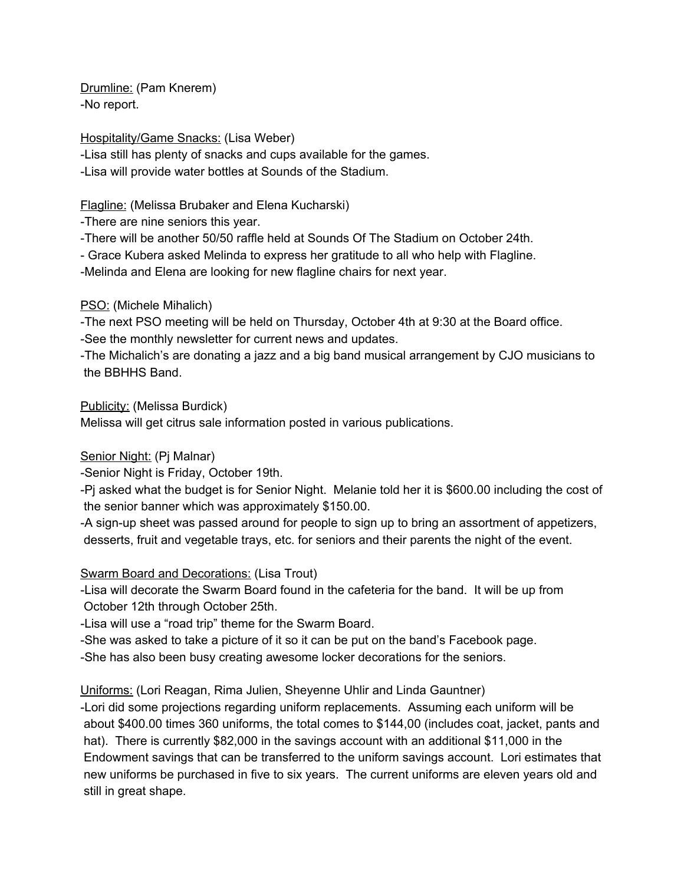<u>Drumline:</u> (Pam Knerem)
-No report.

<u>Hospitality/Game Snacks:</u> (Lisa Weber)
-Lisa still has plenty of snacks and cups available for the games.
-Lisa will provide water bottles at Sounds of the Stadium.

<u>Flagline:</u> (Melissa Brubaker and Elena Kucharski)
-There are nine seniors this year.
-There will be another 50/50 raffle held at Sounds Of The Stadium on October 24th.
- Grace Kubera asked Melinda to express her gratitude to all who help with Flagline.
-Melinda and Elena are looking for new flagline chairs for next year.

<u>PSO:</u> (Michele Mihalich)
-The next PSO meeting will be held on Thursday, October 4th at 9:30 at the Board office.
-See the monthly newsletter for current news and updates.
-The Michalich's are donating a jazz and a big band musical arrangement by CJO musicians to the BBHHS Band.

<u>Publicity:</u> (Melissa Burdick)
Melissa will get citrus sale information posted in various publications.

<u>Senior Night:</u> (Pj Malnar)
-Senior Night is Friday, October 19th.
-Pj asked what the budget is for Senior Night. Melanie told her it is $600.00 including the cost of the senior banner which was approximately $150.00.
-A sign-up sheet was passed around for people to sign up to bring an assortment of appetizers, desserts, fruit and vegetable trays, etc. for seniors and their parents the night of the event.

<u>Swarm Board and Decorations:</u> (Lisa Trout)
-Lisa will decorate the Swarm Board found in the cafeteria for the band. It will be up from October 12th through October 25th.
-Lisa will use a "road trip" theme for the Swarm Board.
-She was asked to take a picture of it so it can be put on the band's Facebook page.
-She has also been busy creating awesome locker decorations for the seniors.

<u>Uniforms:</u> (Lori Reagan, Rima Julien, Sheyenne Uhlir and Linda Gauntner)
-Lori did some projections regarding uniform replacements. Assuming each uniform will be about $400.00 times 360 uniforms, the total comes to $144,00 (includes coat, jacket, pants and hat). There is currently $82,000 in the savings account with an additional $11,000 in the Endowment savings that can be transferred to the uniform savings account. Lori estimates that new uniforms be purchased in five to six years. The current uniforms are eleven years old and still in great shape.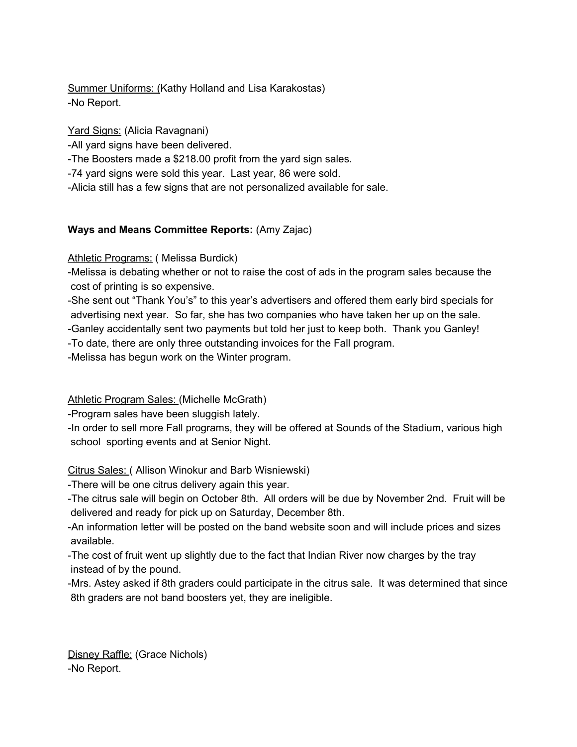Summer Uniforms: (Kathy Holland and Lisa Karakostas)
-No Report.

Yard Signs: (Alicia Ravagnani)
-All yard signs have been delivered.
-The Boosters made a $218.00 profit from the yard sign sales.
-74 yard signs were sold this year. Last year, 86 were sold.
-Alicia still has a few signs that are not personalized available for sale.

**Ways and Means Committee Reports:** (Amy Zajac)

Athletic Programs: ( Melissa Burdick)
-Melissa is debating whether or not to raise the cost of ads in the program sales because the cost of printing is so expensive.
-She sent out "Thank You's" to this year's advertisers and offered them early bird specials for advertising next year. So far, she has two companies who have taken her up on the sale.
-Ganley accidentally sent two payments but told her just to keep both. Thank you Ganley!
-To date, there are only three outstanding invoices for the Fall program.
-Melissa has begun work on the Winter program.

Athletic Program Sales: (Michelle McGrath)
-Program sales have been sluggish lately.
-In order to sell more Fall programs, they will be offered at Sounds of the Stadium, various high school sporting events and at Senior Night.

Citrus Sales: ( Allison Winokur and Barb Wisniewski)
-There will be one citrus delivery again this year.
-The citrus sale will begin on October 8th. All orders will be due by November 2nd. Fruit will be delivered and ready for pick up on Saturday, December 8th.
-An information letter will be posted on the band website soon and will include prices and sizes available.
-The cost of fruit went up slightly due to the fact that Indian River now charges by the tray instead of by the pound.
-Mrs. Astey asked if 8th graders could participate in the citrus sale. It was determined that since 8th graders are not band boosters yet, they are ineligible.

Disney Raffle: (Grace Nichols)
-No Report.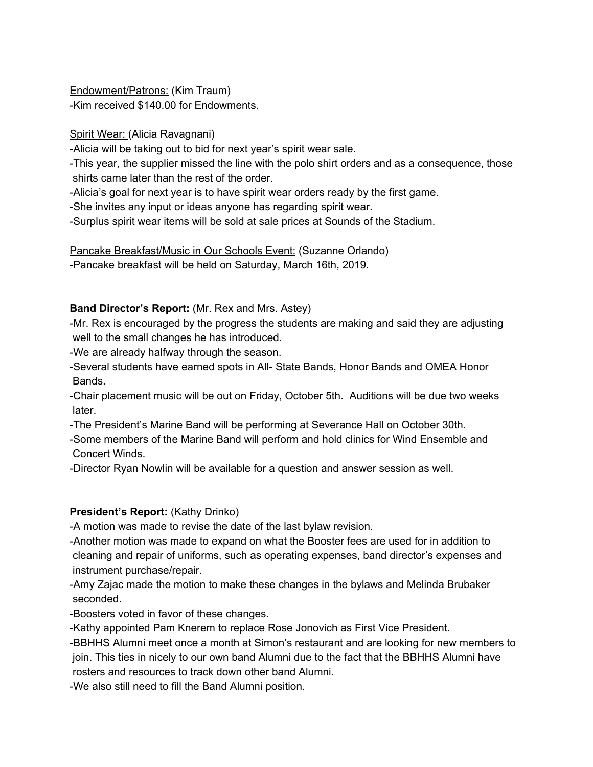Endowment/Patrons: (Kim Traum)

-Kim received $140.00 for Endowments.

Spirit Wear: (Alicia Ravagnani)

-Alicia will be taking out to bid for next year's spirit wear sale.

-This year, the supplier missed the line with the polo shirt orders and as a consequence, those shirts came later than the rest of the order.

-Alicia's goal for next year is to have spirit wear orders ready by the first game.

-She invites any input or ideas anyone has regarding spirit wear.

-Surplus spirit wear items will be sold at sale prices at Sounds of the Stadium.

Pancake Breakfast/Music in Our Schools Event: (Suzanne Orlando)

-Pancake breakfast will be held on Saturday, March 16th, 2019.

**Band Director's Report:** (Mr. Rex and Mrs. Astey)

-Mr. Rex is encouraged by the progress the students are making and said they are adjusting well to the small changes he has introduced.

-We are already halfway through the season.

-Several students have earned spots in All- State Bands, Honor Bands and OMEA Honor Bands.

-Chair placement music will be out on Friday, October 5th. Auditions will be due two weeks later.

-The President's Marine Band will be performing at Severance Hall on October 30th.

-Some members of the Marine Band will perform and hold clinics for Wind Ensemble and Concert Winds.

-Director Ryan Nowlin will be available for a question and answer session as well.

**President's Report:** (Kathy Drinko)

-A motion was made to revise the date of the last bylaw revision.

-Another motion was made to expand on what the Booster fees are used for in addition to cleaning and repair of uniforms, such as operating expenses, band director's expenses and instrument purchase/repair.

-Amy Zajac made the motion to make these changes in the bylaws and Melinda Brubaker seconded.

-Boosters voted in favor of these changes.

-Kathy appointed Pam Knerem to replace Rose Jonovich as First Vice President.

-BBHHS Alumni meet once a month at Simon's restaurant and are looking for new members to join. This ties in nicely to our own band Alumni due to the fact that the BBHHS Alumni have rosters and resources to track down other band Alumni.

-We also still need to fill the Band Alumni position.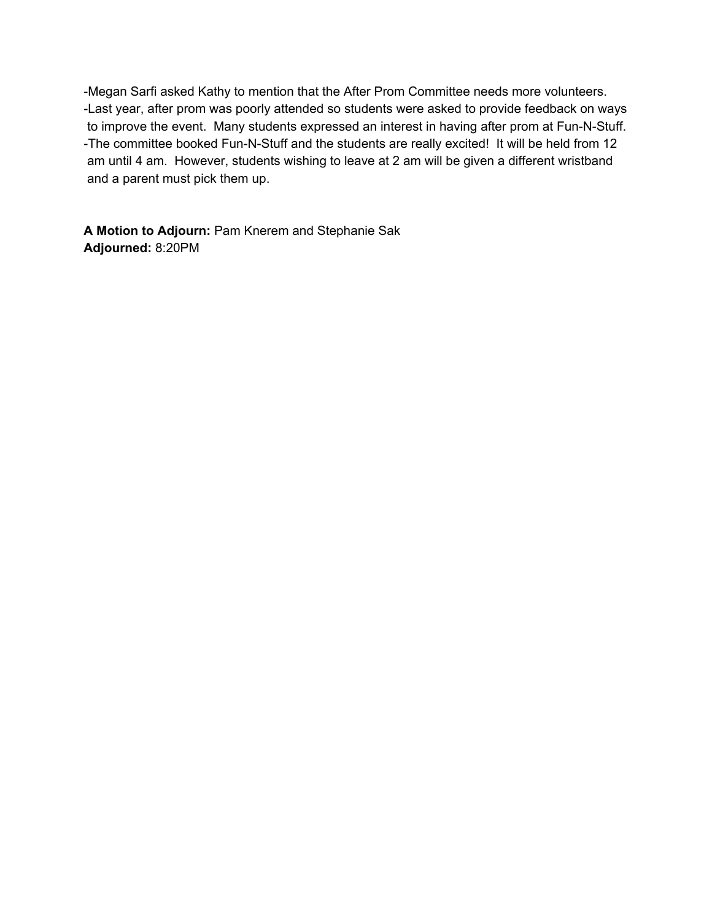-Megan Sarfi asked Kathy to mention that the After Prom Committee needs more volunteers.
-Last year, after prom was poorly attended so students were asked to provide feedback on ways to improve the event. Many students expressed an interest in having after prom at Fun-N-Stuff.
-The committee booked Fun-N-Stuff and the students are really excited! It will be held from 12 am until 4 am. However, students wishing to leave at 2 am will be given a different wristband and a parent must pick them up.

**A Motion to Adjourn:** Pam Knerem and Stephanie Sak
**Adjourned:** 8:20PM